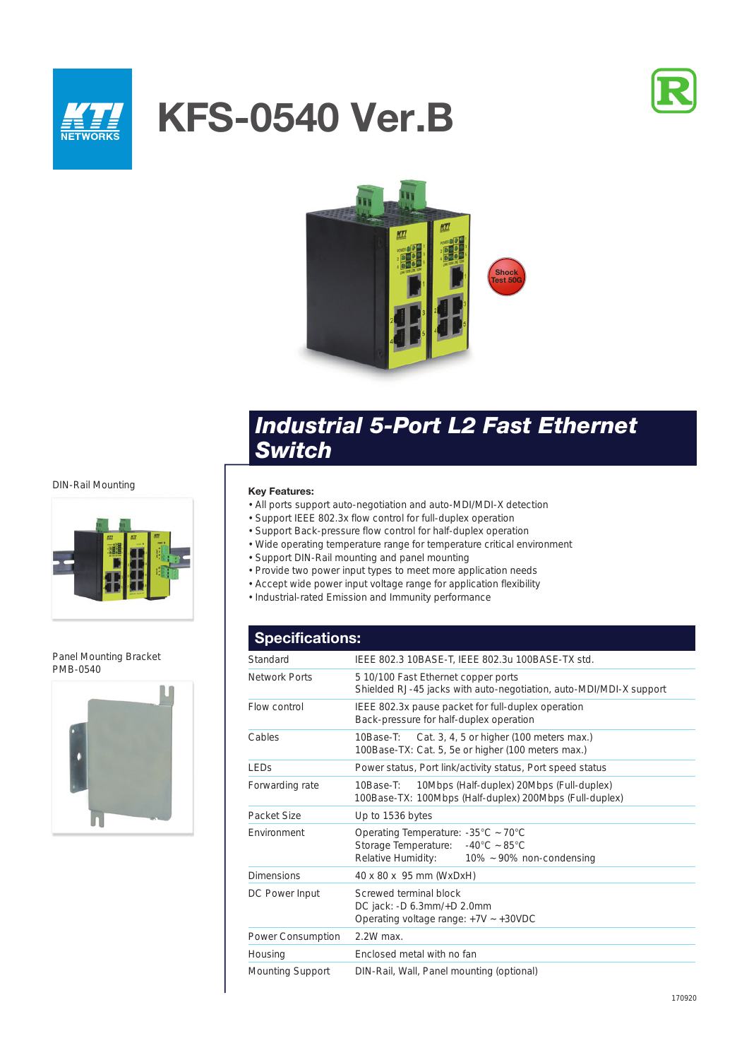# KFS-0540 Ver.B

Shock Test 50G

## Industrial 5-Port L2 Fast Ethernet Switch

DIN-Rail Mounting

Panel Mounting Bracket
PMB-0540

**Key Features:**

- All ports support auto-negotiation and auto-MDI/MDI-X detection
- Support IEEE 802.3x flow control for full-duplex operation
- Support Back-pressure flow control for half-duplex operation
- Wide operating temperature range for temperature critical environment
- Support DIN-Rail mounting and panel mounting
- Provide two power input types to meet more application needs
- Accept wide power input voltage range for application flexibility
- Industrial-rated Emission and Immunity performance

## Specifications:

| | |
|---|---|
| Standard | IEEE 802.3 10BASE-T, IEEE 802.3u 100BASE-TX std. |
| Network Ports | 5 10/100 Fast Ethernet copper ports<br>Shielded RJ-45 jacks with auto-negotiation, auto-MDI/MDI-X support |
| Flow control | IEEE 802.3x pause packet for full-duplex operation<br>Back-pressure for half-duplex operation |
| Cables | 10Base-T: Cat. 3, 4, 5 or higher (100 meters max.)<br>100Base-TX: Cat. 5, 5e or higher (100 meters max.) |
| LEDs | Power status, Port link/activity status, Port speed status |
| Forwarding rate | 10Base-T: 10Mbps (Half-duplex) 20Mbps (Full-duplex)<br>100Base-TX: 100Mbps (Half-duplex) 200Mbps (Full-duplex) |
| Packet Size | Up to 1536 bytes |
| Environment | Operating Temperature: -35°C ~ 70°C<br>Storage Temperature: -40°C ~ 85°C<br>Relative Humidity: 10% ~ 90% non-condensing |
| Dimensions | 40 x 80 x 95 mm (WxDxH) |
| DC Power Input | Screwed terminal block<br>DC jack: -D 6.3mm/+D 2.0mm<br>Operating voltage range: +7V ~ +30VDC |
| Power Consumption | 2.2W max. |
| Housing | Enclosed metal with no fan |
| Mounting Support | DIN-Rail, Wall, Panel mounting (optional) |

170920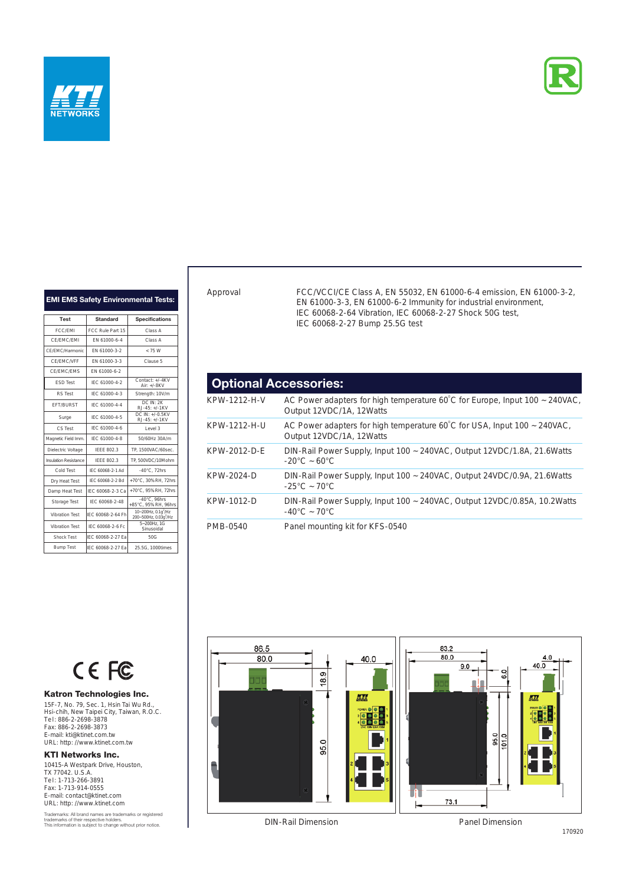## EMI EMS Safety Environmental Tests:

| Test | Standard | Specifications |
|---|---|---|
| FCC/EMI | FCC Rule Part 15 | Class A |
| CE/EMC/EMI | EN 61000-6-4 | Class A |
| CE/EMC/Harmonic | EN 61000-3-2 | < 75 W |
| CE/EMC/VFF | EN 61000-3-3 | Clause 5 |
| CE/EMC/EMS | EN 61000-6-2 | |
| ESD Test | IEC 61000-4-2 | Contact: +/-4KV Air: +/-8KV |
| RS Test | IEC 61000-4-3 | Strength: 10V/m |
| EFT/BURST | IEC 61000-4-4 | DC IN: 2K RJ-45: +/-1KV |
| Surge | IEC 61000-4-5 | DC IN: +/-0.5KV RJ-45: +/-1KV |
| CS Test | IEC 61000-4-6 | Level 3 |
| Magnetic Field Imm. | IEC 61000-4-8 | 50/60Hz 30A/m |
| Dielectric Voltage | IEEE 802.3 | TP, 1500VAC/60sec. |
| Insulation Resistance | IEEE 802.3 | TP, 500VDC/10Mohm |
| Cold Test | IEC 60068-2-1 Ad | -40°C, 72hrs |
| Dry Heat Test | IEC 60068-2-2 Bd | +70°C, 30%RH, 72hrs |
| Damp Heat Test | IEC 60068-2-3 Ca | +70°C, 95%RH, 72hrs |
| Storage Test | IEC 60068-2-48 | -40°C, 96hrs +85°C, 95%RH, 96hrs |
| Vibration Test | IEC 60068-2-64 Fh | 10~200Hz, $0.1g^2$/Hz 200~500Hz, $0.03g^2$/Hz |
| Vibration Test | IEC 60068-2-6 Fc | 5~200Hz, 1G Sinusoidal |
| Shock Test | IEC 60068-2-27 Ea | 50G |
| Bump Test | IEC 60068-2-27 Ea | 25.5G, 1000times |

Approval: FCC/VCCI/CE Class A, EN 55032, EN 61000-6-4 emission, EN 61000-3-2, EN 61000-3-3, EN 61000-6-2 Immunity for industrial environment, IEC 60068-2-64 Vibration, IEC 60068-2-27 Shock 50G test, IEC 60068-2-27 Bump 25.5G test

## Optional Accessories:

| | |
|---|---|
| KPW-1212-H-V | AC Power adapters for high temperature 60°C for Europe, Input 100 ~ 240VAC, Output 12VDC/1A, 12Watts |
| KPW-1212-H-U | AC Power adapters for high temperature 60°C for USA, Input 100 ~ 240VAC, Output 12VDC/1A, 12Watts |
| KPW-2012-D-E | DIN-Rail Power Supply, Input 100 ~ 240VAC, Output 12VDC/1.8A, 21.6Watts -20°C ~ 60°C |
| KPW-2024-D | DIN-Rail Power Supply, Input 100 ~ 240VAC, Output 24VDC/0.9A, 21.6Watts -25°C ~ 70°C |
| KPW-1012-D | DIN-Rail Power Supply, Input 100 ~ 240VAC, Output 12VDC/0.85A, 10.2Watts -40°C ~ 70°C |
| PMB-0540 | Panel mounting kit for KFS-0540 |

86.5
80.0
40.0
18.9
95.0

DIN-Rail Dimension

83.2
80.0
9.0
6.0
4.0
40.0
95.0
101.0
73.1

Panel Dimension

**Katron Technologies Inc.**
15F-7, No. 79, Sec. 1, Hsin Tai Wu Rd., Hsi-chih, New Taipei City, Taiwan, R.O.C.
Tel: 886-2-2698-3878
Fax: 886-2-2698-3873
E-mail: kti@ktinet.com.tw
URL: http: //www.ktinet.com.tw

**KTI Networks Inc.**
10415-A Westpark Drive, Houston, TX 77042. U.S.A.
Tel: 1-713-266-3891
Fax: 1-713-914-0555
E-mail: contact@ktinet.com
URL: http: //www.ktinet.com

Trademarks: All brand names are trademarks or registered trademarks of their respective holders.
This information is subject to change without prior notice.

170920